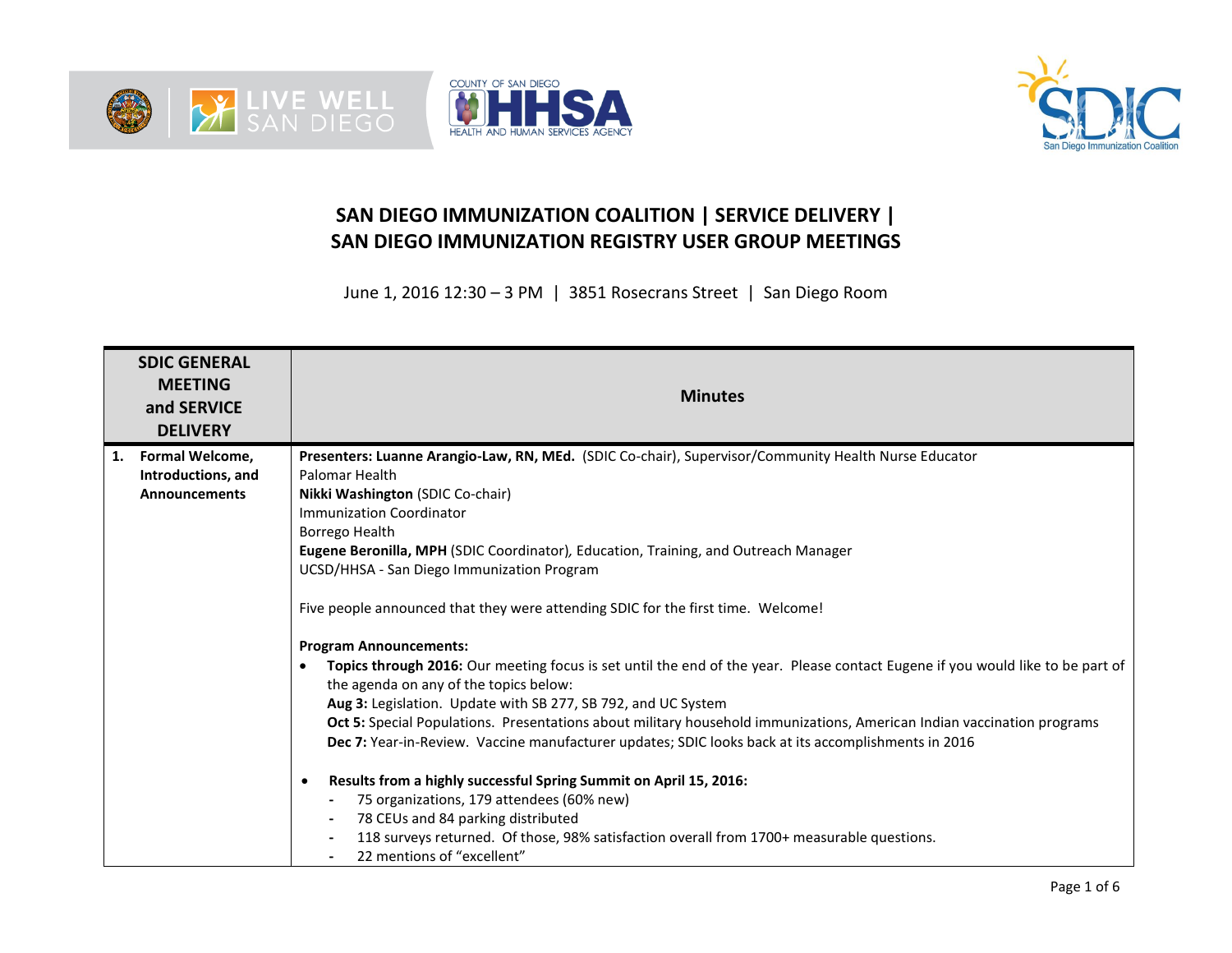# SAN DIEGO IMMUNIZATION COALITION | SERVICE DELIVERY | SAN DIEGO IMMUNIZATION REGISTRY USER GROUP MEETINGS

June 1, 2016 12:30 – 3 PM | 3851 Rosecrans Street | San Diego Room

| SDIC GENERAL MEETING and SERVICE DELIVERY | Minutes |
|---|---|
| **1. Formal Welcome, Introductions, and Announcements** | **Presenters: Luanne Arangio-Law, RN, MEd.** (SDIC Co-chair), Supervisor/Community Health Nurse Educator<br>Palomar Health<br>**Nikki Washington** (SDIC Co-chair)<br>Immunization Coordinator<br>Borrego Health<br>**Eugene Beronilla, MPH** (SDIC Coordinator), Education, Training, and Outreach Manager<br>UCSD/HHSA - San Diego Immunization Program<br><br>Five people announced that they were attending SDIC for the first time. Welcome!<br><br>**Program Announcements:**<br>• **Topics through 2016:** Our meeting focus is set until the end of the year. Please contact Eugene if you would like to be part of the agenda on any of the topics below:<br>**Aug 3:** Legislation. Update with SB 277, SB 792, and UC System<br>**Oct 5:** Special Populations. Presentations about military household immunizations, American Indian vaccination programs<br>**Dec 7:** Year-in-Review. Vaccine manufacturer updates; SDIC looks back at its accomplishments in 2016<br><br>• **Results from a highly successful Spring Summit on April 15, 2016:**<br>- 75 organizations, 179 attendees (60% new)<br>- 78 CEUs and 84 parking distributed<br>- 118 surveys returned. Of those, 98% satisfaction overall from 1700+ measurable questions.<br>- 22 mentions of "excellent" |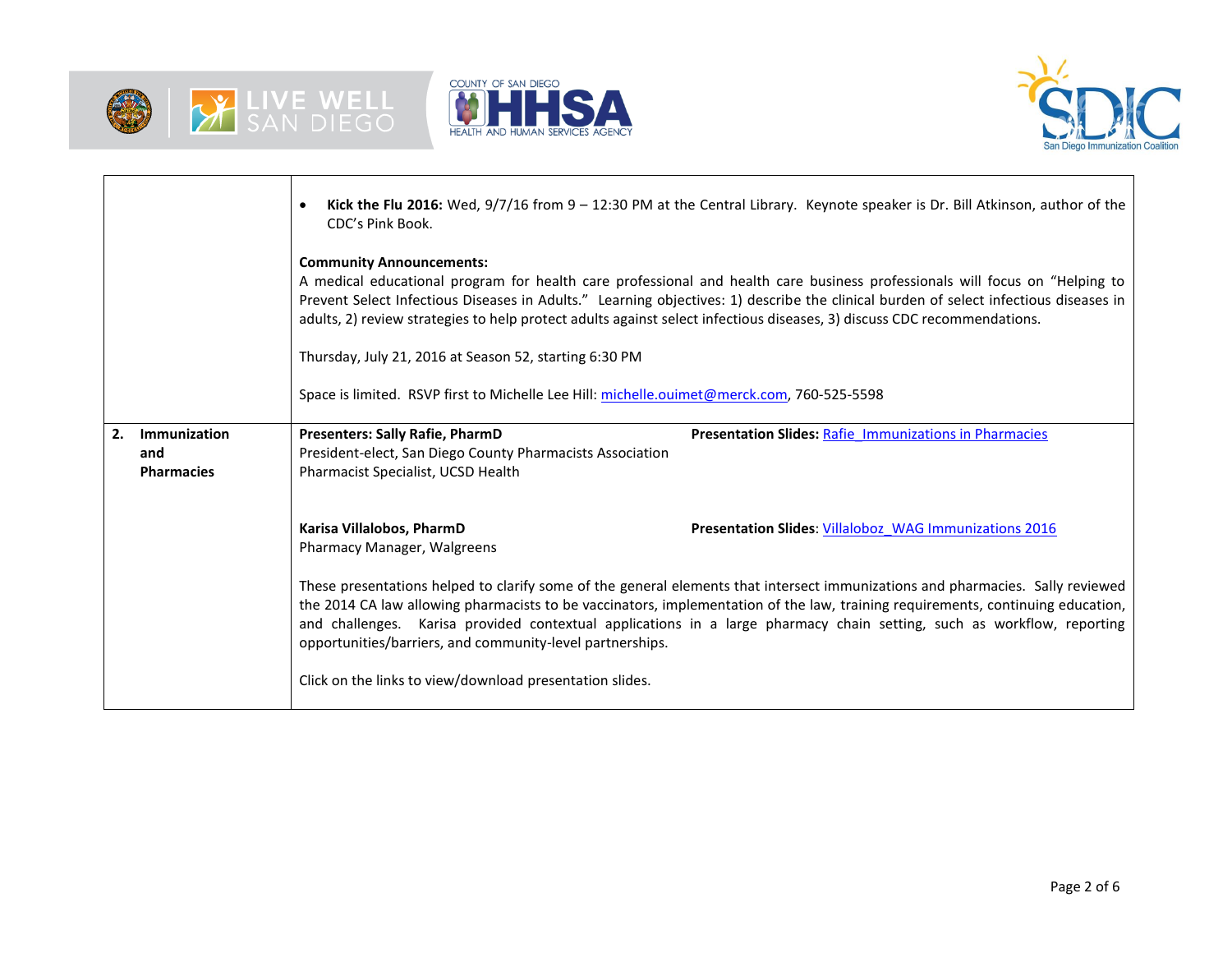| | |
|---|---|
| | • **Kick the Flu 2016:** Wed, 9/7/16 from 9 – 12:30 PM at the Central Library. Keynote speaker is Dr. Bill Atkinson, author of the CDC's Pink Book.<br><br>**Community Announcements:**<br>A medical educational program for health care professional and health care business professionals will focus on "Helping to Prevent Select Infectious Diseases in Adults." Learning objectives: 1) describe the clinical burden of select infectious diseases in adults, 2) review strategies to help protect adults against select infectious diseases, 3) discuss CDC recommendations.<br><br>Thursday, July 21, 2016 at Season 52, starting 6:30 PM<br><br>Space is limited. RSVP first to Michelle Lee Hill: michelle.ouimet@merck.com, 760-525-5598 |
| **2. Immunization and Pharmacies** | **Presenters: Sally Rafie, PharmD**<br>President-elect, San Diego County Pharmacists Association<br>Pharmacist Specialist, UCSD Health<br>**Presentation Slides:** Rafie_Immunizations in Pharmacies<br><br>**Karisa Villalobos, PharmD**<br>Pharmacy Manager, Walgreens<br>**Presentation Slides**: Villaloboz_WAG Immunizations 2016<br><br>These presentations helped to clarify some of the general elements that intersect immunizations and pharmacies. Sally reviewed the 2014 CA law allowing pharmacists to be vaccinators, implementation of the law, training requirements, continuing education, and challenges. Karisa provided contextual applications in a large pharmacy chain setting, such as workflow, reporting opportunities/barriers, and community-level partnerships.<br><br>Click on the links to view/download presentation slides. |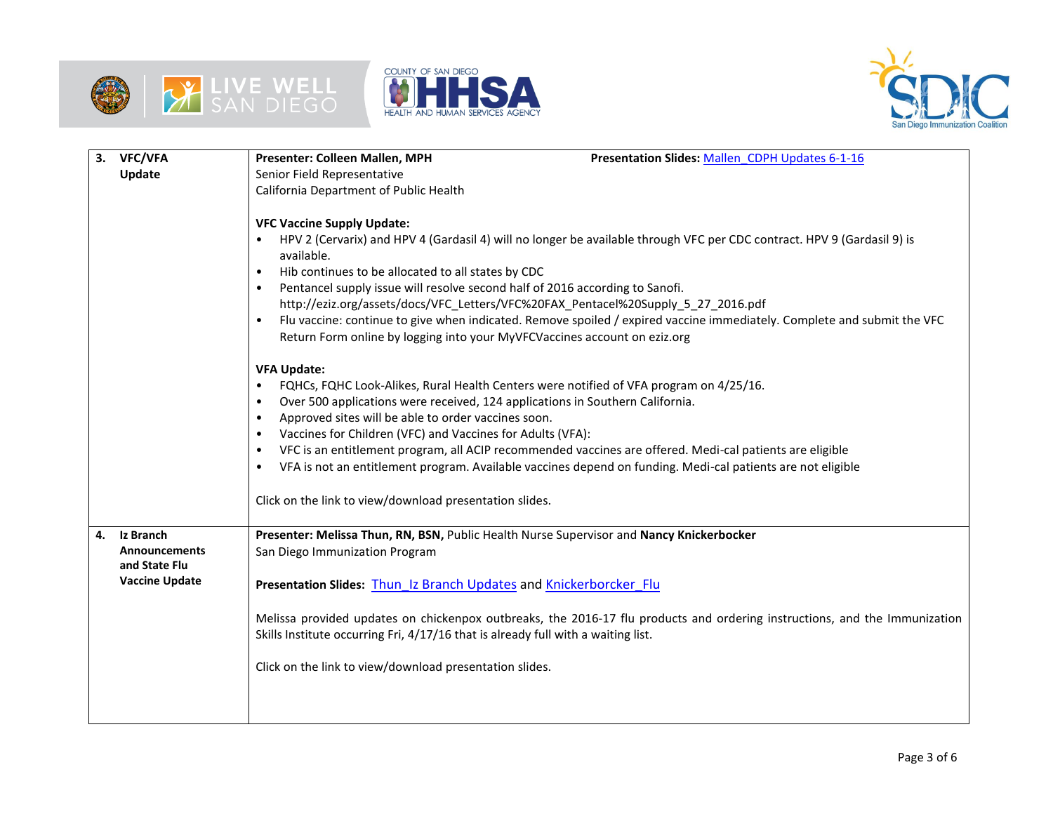| | | |
|---|---|---|
| 3. | **VFC/VFA Update** | **Presenter: Colleen Mallen, MPH** **Presentation Slides:** Mallen_CDPH Updates 6-1-16<br>Senior Field Representative<br>California Department of Public Health<br><br>**VFC Vaccine Supply Update:**<br>• HPV 2 (Cervarix) and HPV 4 (Gardasil 4) will no longer be available through VFC per CDC contract. HPV 9 (Gardasil 9) is available.<br>• Hib continues to be allocated to all states by CDC<br>• Pentancel supply issue will resolve second half of 2016 according to Sanofi. http://eziz.org/assets/docs/VFC_Letters/VFC%20FAX_Pentacel%20Supply_5_27_2016.pdf<br>• Flu vaccine: continue to give when indicated. Remove spoiled / expired vaccine immediately. Complete and submit the VFC Return Form online by logging into your MyVFCVaccines account on eziz.org<br><br>**VFA Update:**<br>• FQHCs, FQHC Look-Alikes, Rural Health Centers were notified of VFA program on 4/25/16.<br>• Over 500 applications were received, 124 applications in Southern California.<br>• Approved sites will be able to order vaccines soon.<br>• Vaccines for Children (VFC) and Vaccines for Adults (VFA):<br>• VFC is an entitlement program, all ACIP recommended vaccines are offered. Medi-cal patients are eligible<br>• VFA is not an entitlement program. Available vaccines depend on funding. Medi-cal patients are not eligible<br><br>Click on the link to view/download presentation slides. |
| 4. | **Iz Branch Announcements and State Flu Vaccine Update** | **Presenter: Melissa Thun, RN, BSN,** Public Health Nurse Supervisor and **Nancy Knickerbocker**<br>San Diego Immunization Program<br><br>**Presentation Slides:** Thun_Iz Branch Updates and Knickerborcker_Flu<br><br>Melissa provided updates on chickenpox outbreaks, the 2016-17 flu products and ordering instructions, and the Immunization Skills Institute occurring Fri, 4/17/16 that is already full with a waiting list.<br><br>Click on the link to view/download presentation slides. |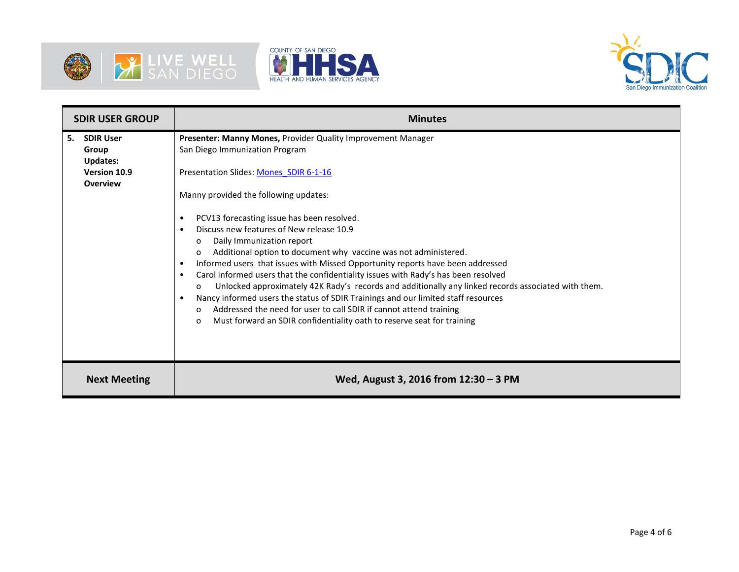| SDIR USER GROUP | Minutes |
|---|---|
| **5. SDIR User Group Updates: Version 10.9 Overview** | **Presenter: Manny Mones,** Provider Quality Improvement Manager<br>San Diego Immunization Program<br><br>Presentation Slides: [Mones_SDIR 6-1-16]()<br><br>Manny provided the following updates:<br><br>• PCV13 forecasting issue has been resolved.<br>• Discuss new features of New release 10.9<br>&nbsp;&nbsp;&nbsp;&nbsp;o Daily Immunization report<br>&nbsp;&nbsp;&nbsp;&nbsp;o Additional option to document why vaccine was not administered.<br>• Informed users that issues with Missed Opportunity reports have been addressed<br>• Carol informed users that the confidentiality issues with Rady's has been resolved<br>&nbsp;&nbsp;&nbsp;&nbsp;o Unlocked approximately 42K Rady's records and additionally any linked records associated with them.<br>• Nancy informed users the status of SDIR Trainings and our limited staff resources<br>&nbsp;&nbsp;&nbsp;&nbsp;o Addressed the need for user to call SDIR if cannot attend training<br>&nbsp;&nbsp;&nbsp;&nbsp;o Must forward an SDIR confidentiality oath to reserve seat for training |
| **Next Meeting** | **Wed, August 3, 2016 from 12:30 – 3 PM** |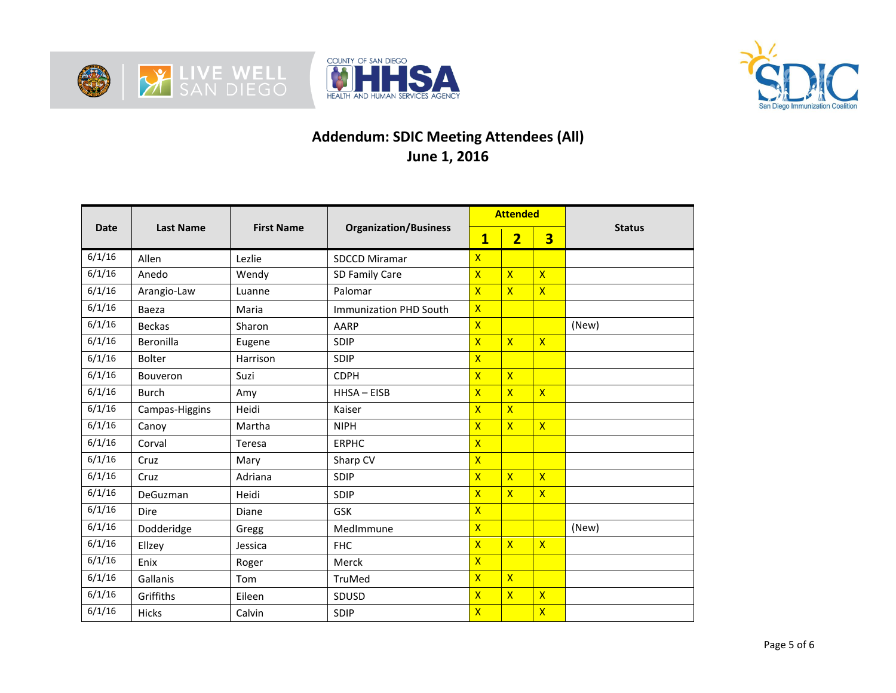# Addendum: SDIC Meeting Attendees (All)
## June 1, 2016

| Date | Last Name | First Name | Organization/Business | Attended | | | Status |
|---|---|---|---|---|---|---|---|
| | | | | 1 | 2 | 3 | |
| 6/1/16 | Allen | Lezlie | SDCCD Miramar | X | | | |
| 6/1/16 | Anedo | Wendy | SD Family Care | X | X | X | |
| 6/1/16 | Arangio-Law | Luanne | Palomar | X | X | X | |
| 6/1/16 | Baeza | Maria | Immunization PHD South | X | | | |
| 6/1/16 | Beckas | Sharon | AARP | X | | | (New) |
| 6/1/16 | Beronilla | Eugene | SDIP | X | X | X | |
| 6/1/16 | Bolter | Harrison | SDIP | X | | | |
| 6/1/16 | Bouveron | Suzi | CDPH | X | X | | |
| 6/1/16 | Burch | Amy | HHSA – EISB | X | X | X | |
| 6/1/16 | Campas-Higgins | Heidi | Kaiser | X | X | | |
| 6/1/16 | Canoy | Martha | NIPH | X | X | X | |
| 6/1/16 | Corval | Teresa | ERPHC | X | | | |
| 6/1/16 | Cruz | Mary | Sharp CV | X | | | |
| 6/1/16 | Cruz | Adriana | SDIP | X | X | X | |
| 6/1/16 | DeGuzman | Heidi | SDIP | X | X | X | |
| 6/1/16 | Dire | Diane | GSK | X | | | |
| 6/1/16 | Dodderidge | Gregg | MedImmune | X | | | (New) |
| 6/1/16 | Ellzey | Jessica | FHC | X | X | X | |
| 6/1/16 | Enix | Roger | Merck | X | | | |
| 6/1/16 | Gallanis | Tom | TruMed | X | X | | |
| 6/1/16 | Griffiths | Eileen | SDUSD | X | X | X | |
| 6/1/16 | Hicks | Calvin | SDIP | X | | X | |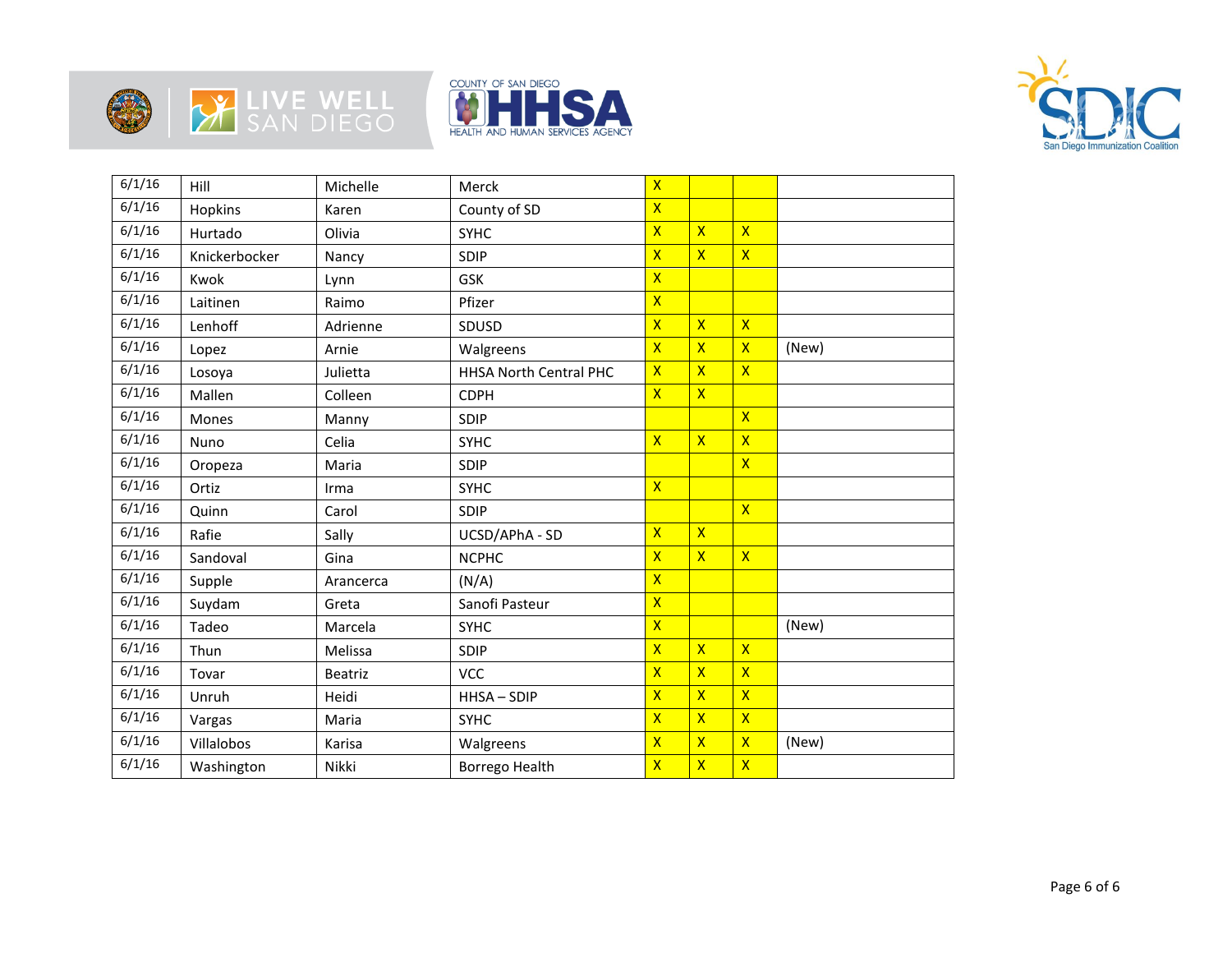| | | | | | | | |
|---|---|---|---|---|---|---|---|
| 6/1/16 | Hill | Michelle | Merck | X | | | |
| 6/1/16 | Hopkins | Karen | County of SD | X | | | |
| 6/1/16 | Hurtado | Olivia | SYHC | X | X | X | |
| 6/1/16 | Knickerbocker | Nancy | SDIP | X | X | X | |
| 6/1/16 | Kwok | Lynn | GSK | X | | | |
| 6/1/16 | Laitinen | Raimo | Pfizer | X | | | |
| 6/1/16 | Lenhoff | Adrienne | SDUSD | X | X | X | |
| 6/1/16 | Lopez | Arnie | Walgreens | X | X | X | (New) |
| 6/1/16 | Losoya | Julietta | HHSA North Central PHC | X | X | X | |
| 6/1/16 | Mallen | Colleen | CDPH | X | X | | |
| 6/1/16 | Mones | Manny | SDIP | | | X | |
| 6/1/16 | Nuno | Celia | SYHC | X | X | X | |
| 6/1/16 | Oropeza | Maria | SDIP | | | X | |
| 6/1/16 | Ortiz | Irma | SYHC | X | | | |
| 6/1/16 | Quinn | Carol | SDIP | | | X | |
| 6/1/16 | Rafie | Sally | UCSD/APhA - SD | X | X | | |
| 6/1/16 | Sandoval | Gina | NCPHC | X | X | X | |
| 6/1/16 | Supple | Arancerca | (N/A) | X | | | |
| 6/1/16 | Suydam | Greta | Sanofi Pasteur | X | | | |
| 6/1/16 | Tadeo | Marcela | SYHC | X | | | (New) |
| 6/1/16 | Thun | Melissa | SDIP | X | X | X | |
| 6/1/16 | Tovar | Beatriz | VCC | X | X | X | |
| 6/1/16 | Unruh | Heidi | HHSA – SDIP | X | X | X | |
| 6/1/16 | Vargas | Maria | SYHC | X | X | X | |
| 6/1/16 | Villalobos | Karisa | Walgreens | X | X | X | (New) |
| 6/1/16 | Washington | Nikki | Borrego Health | X | X | X | |